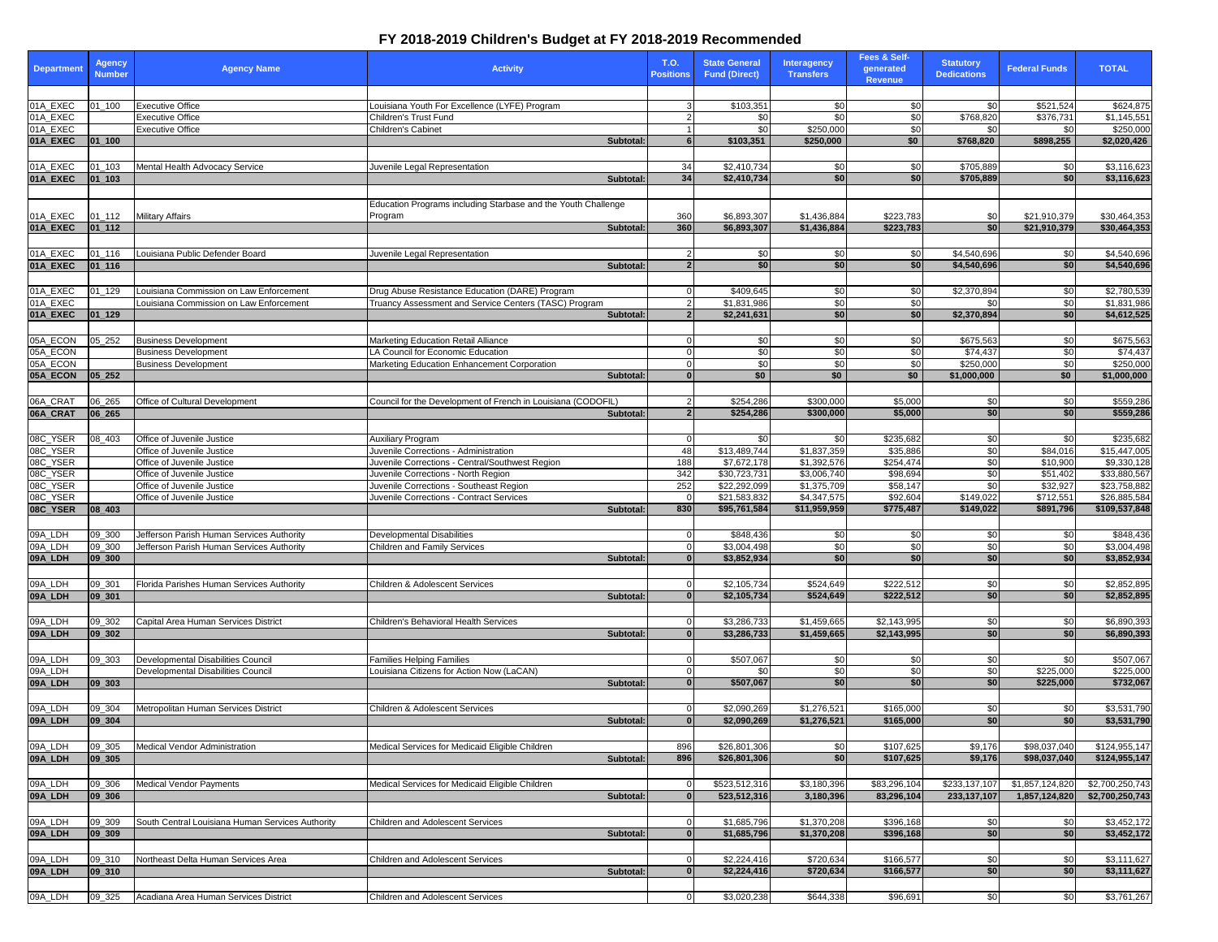# FY 2018-2019 Children's Budget at FY 2018-2019 Recommended

| Department | Agency Number | Agency Name | Activity | T.O. Positions | State General Fund (Direct) | Interagency Transfers | Fees & Self-generated Revenue | Statutory Dedications | Federal Funds | TOTAL |
|---|---|---|---|---|---|---|---|---|---|---|
| 01A_EXEC | 01_100 | Executive Office | Louisiana Youth For Excellence (LYFE) Program | 3 | $103,351 | $0 | $0 | $0 | $521,524 | $624,875 |
| 01A_EXEC | | Executive Office | Children's Trust Fund | 2 | $0 | $0 | $0 | $768,820 | $376,731 | $1,145,551 |
| 01A_EXEC | | Executive Office | Children's Cabinet | 1 | $0 | $250,000 | $0 | $0 | $0 | $250,000 |
| **01A_EXEC** | **01_100** | | **Subtotal:** | **6** | **$103,351** | **$250,000** | **$0** | **$768,820** | **$898,255** | **$2,020,426** |
| 01A_EXEC | 01_103 | Mental Health Advocacy Service | Juvenile Legal Representation | 34 | $2,410,734 | $0 | $0 | $705,889 | $0 | $3,116,623 |
| **01A_EXEC** | **01_103** | | **Subtotal:** | **34** | **$2,410,734** | **$0** | **$0** | **$705,889** | **$0** | **$3,116,623** |
| 01A_EXEC | 01_112 | Military Affairs | Education Programs including Starbase and the Youth Challenge Program | 360 | $6,893,307 | $1,436,884 | $223,783 | $0 | $21,910,379 | $30,464,353 |
| **01A_EXEC** | **01_112** | | **Subtotal:** | **360** | **$6,893,307** | **$1,436,884** | **$223,783** | **$0** | **$21,910,379** | **$30,464,353** |
| 01A_EXEC | 01_116 | Louisiana Public Defender Board | Juvenile Legal Representation | 2 | $0 | $0 | $0 | $4,540,696 | $0 | $4,540,696 |
| **01A_EXEC** | **01_116** | | **Subtotal:** | **2** | **$0** | **$0** | **$0** | **$4,540,696** | **$0** | **$4,540,696** |
| 01A_EXEC | 01_129 | Louisiana Commission on Law Enforcement | Drug Abuse Resistance Education (DARE) Program | 0 | $409,645 | $0 | $0 | $2,370,894 | $0 | $2,780,539 |
| 01A_EXEC | | Louisiana Commission on Law Enforcement | Truancy Assessment and Service Centers (TASC) Program | 2 | $1,831,986 | $0 | $0 | $0 | $0 | $1,831,986 |
| **01A_EXEC** | **01_129** | | **Subtotal:** | **2** | **$2,241,631** | **$0** | **$0** | **$2,370,894** | **$0** | **$4,612,525** |
| 05A_ECON | 05_252 | Business Development | Marketing Education Retail Alliance | 0 | $0 | $0 | $0 | $675,563 | $0 | $675,563 |
| 05A_ECON | | Business Development | LA Council for Economic Education | 0 | $0 | $0 | $0 | $74,437 | $0 | $74,437 |
| 05A_ECON | | Business Development | Marketing Education Enhancement Corporation | 0 | $0 | $0 | $0 | $250,000 | $0 | $250,000 |
| **05A_ECON** | **05_252** | | **Subtotal:** | **0** | **$0** | **$0** | **$0** | **$1,000,000** | **$0** | **$1,000,000** |
| 06A_CRAT | 06_265 | Office of Cultural Development | Council for the Development of French in Louisiana (CODOFIL) | 2 | $254,286 | $300,000 | $5,000 | $0 | $0 | $559,286 |
| **06A_CRAT** | **06_265** | | **Subtotal:** | **2** | **$254,286** | **$300,000** | **$5,000** | **$0** | **$0** | **$559,286** |
| 08C_YSER | 08_403 | Office of Juvenile Justice | Auxiliary Program | 0 | $0 | $0 | $235,682 | $0 | $0 | $235,682 |
| 08C_YSER | | Office of Juvenile Justice | Juvenile Corrections - Administration | 48 | $13,489,744 | $1,837,359 | $35,886 | $0 | $84,016 | $15,447,005 |
| 08C_YSER | | Office of Juvenile Justice | Juvenile Corrections - Central/Southwest Region | 188 | $7,672,178 | $1,392,576 | $254,474 | $0 | $10,900 | $9,330,128 |
| 08C_YSER | | Office of Juvenile Justice | Juvenile Corrections - North Region | 342 | $30,723,731 | $3,006,740 | $98,694 | $0 | $51,402 | $33,880,567 |
| 08C_YSER | | Office of Juvenile Justice | Juvenile Corrections - Southeast Region | 252 | $22,292,099 | $1,375,709 | $58,147 | $0 | $32,927 | $23,758,882 |
| 08C_YSER | | Office of Juvenile Justice | Juvenile Corrections - Contract Services | 0 | $21,583,832 | $4,347,575 | $92,604 | $149,022 | $712,551 | $26,885,584 |
| **08C_YSER** | **08_403** | | **Subtotal:** | **830** | **$95,761,584** | **$11,959,959** | **$775,487** | **$149,022** | **$891,796** | **$109,537,848** |
| 09A_LDH | 09_300 | Jefferson Parish Human Services Authority | Developmental Disabilities | 0 | $848,436 | $0 | $0 | $0 | $0 | $848,436 |
| 09A_LDH | 09_300 | Jefferson Parish Human Services Authority | Children and Family Services | 0 | $3,004,498 | $0 | $0 | $0 | $0 | $3,004,498 |
| **09A_LDH** | **09_300** | | **Subtotal:** | **0** | **$3,852,934** | **$0** | **$0** | **$0** | **$0** | **$3,852,934** |
| 09A_LDH | 09_301 | Florida Parishes Human Services Authority | Children & Adolescent Services | 0 | $2,105,734 | $524,649 | $222,512 | $0 | $0 | $2,852,895 |
| **09A_LDH** | **09_301** | | **Subtotal:** | **0** | **$2,105,734** | **$524,649** | **$222,512** | **$0** | **$0** | **$2,852,895** |
| 09A_LDH | 09_302 | Capital Area Human Services District | Children's Behavioral Health Services | 0 | $3,286,733 | $1,459,665 | $2,143,995 | $0 | $0 | $6,890,393 |
| **09A_LDH** | **09_302** | | **Subtotal:** | **0** | **$3,286,733** | **$1,459,665** | **$2,143,995** | **$0** | **$0** | **$6,890,393** |
| 09A_LDH | 09_303 | Developmental Disabilities Council | Families Helping Families | 0 | $507,067 | $0 | $0 | $0 | $0 | $507,067 |
| 09A_LDH | | Developmental Disabilities Council | Louisiana Citizens for Action Now (LaCAN) | 0 | $0 | $0 | $0 | $0 | $225,000 | $225,000 |
| **09A_LDH** | **09_303** | | **Subtotal:** | **0** | **$507,067** | **$0** | **$0** | **$0** | **$225,000** | **$732,067** |
| 09A_LDH | 09_304 | Metropolitan Human Services District | Children & Adolescent Services | 0 | $2,090,269 | $1,276,521 | $165,000 | $0 | $0 | $3,531,790 |
| **09A_LDH** | **09_304** | | **Subtotal:** | **0** | **$2,090,269** | **$1,276,521** | **$165,000** | **$0** | **$0** | **$3,531,790** |
| 09A_LDH | 09_305 | Medical Vendor Administration | Medical Services for Medicaid Eligible Children | 896 | $26,801,306 | $0 | $107,625 | $9,176 | $98,037,040 | $124,955,147 |
| **09A_LDH** | **09_305** | | **Subtotal:** | **896** | **$26,801,306** | **$0** | **$107,625** | **$9,176** | **$98,037,040** | **$124,955,147** |
| 09A_LDH | 09_306 | Medical Vendor Payments | Medical Services for Medicaid Eligible Children | 0 | $523,512,316 | $3,180,396 | $83,296,104 | $233,137,107 | $1,857,124,820 | $2,700,250,743 |
| **09A_LDH** | **09_306** | | **Subtotal:** | **0** | **523,512,316** | **3,180,396** | **83,296,104** | **233,137,107** | **1,857,124,820** | **$2,700,250,743** |
| 09A_LDH | 09_309 | South Central Louisiana Human Services Authority | Children and Adolescent Services | 0 | $1,685,796 | $1,370,208 | $396,168 | $0 | $0 | $3,452,172 |
| **09A_LDH** | **09_309** | | **Subtotal:** | **0** | **$1,685,796** | **$1,370,208** | **$396,168** | **$0** | **$0** | **$3,452,172** |
| 09A_LDH | 09_310 | Northeast Delta Human Services Area | Children and Adolescent Services | 0 | $2,224,416 | $720,634 | $166,577 | $0 | $0 | $3,111,627 |
| **09A_LDH** | **09_310** | | **Subtotal:** | **0** | **$2,224,416** | **$720,634** | **$166,577** | **$0** | **$0** | **$3,111,627** |
| 09A_LDH | 09_325 | Acadiana Area Human Services District | Children and Adolescent Services | 0 | $3,020,238 | $644,338 | $96,691 | $0 | $0 | $3,761,267 |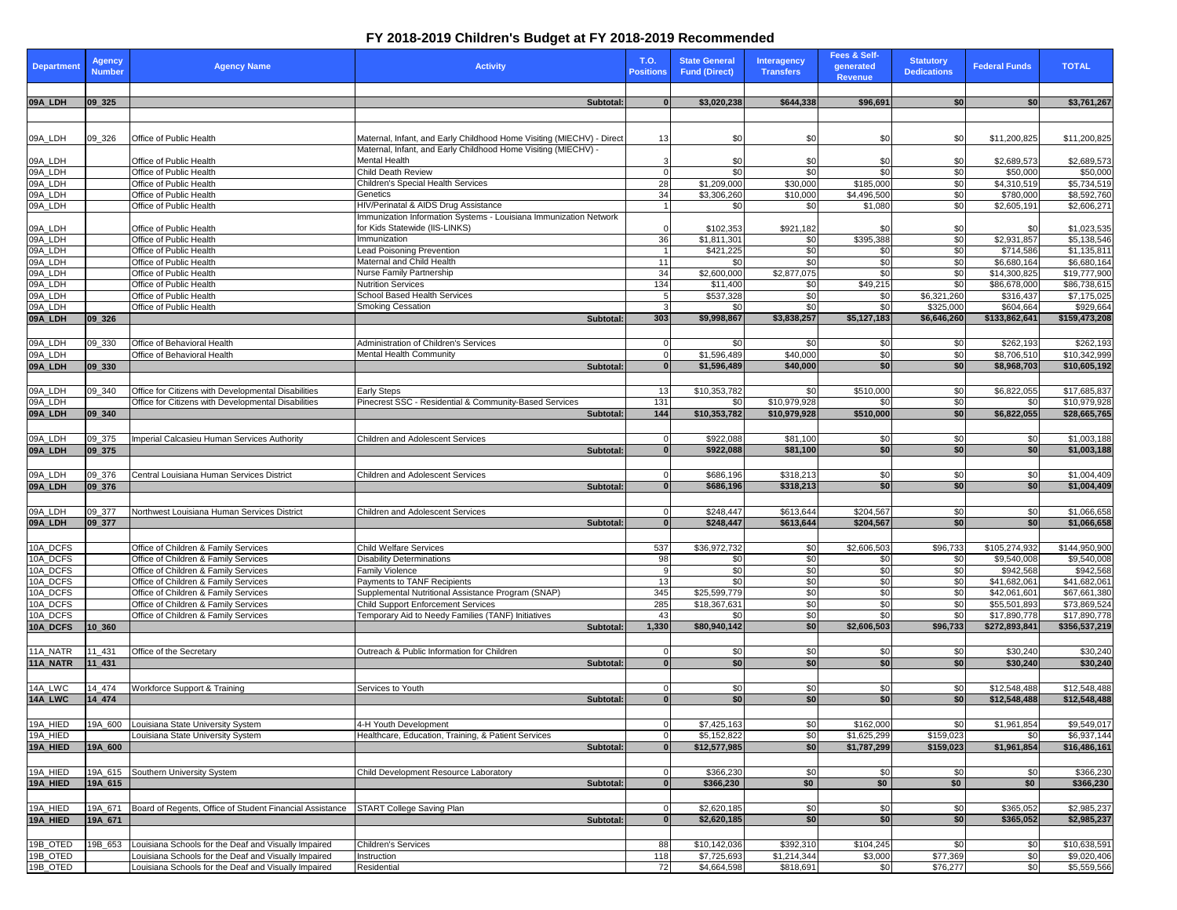# FY 2018-2019 Children's Budget at FY 2018-2019 Recommended

| Department | Agency Number | Agency Name | Activity | T.O. Positions | State General Fund (Direct) | Interagency Transfers | Fees & Self-generated Revenue | Statutory Dedications | Federal Funds | TOTAL |
|---|---|---|---|---|---|---|---|---|---|---|
| 09A_LDH | 09_325 | | Subtotal: | 0 | $3,020,238 | $644,338 | $96,691 | $0 | $0 | $3,761,267 |
| 09A_LDH | 09_326 | Office of Public Health | Maternal, Infant, and Early Childhood Home Visiting (MIECHV) - Direct | 13 | $0 | $0 | $0 | $0 | $11,200,825 | $11,200,825 |
| 09A_LDH | | Office of Public Health | Maternal, Infant, and Early Childhood Home Visiting (MIECHV) - Mental Health | 3 | $0 | $0 | $0 | $0 | $2,689,573 | $2,689,573 |
| 09A_LDH | | Office of Public Health | Child Death Review | 0 | $0 | $0 | $0 | $0 | $50,000 | $50,000 |
| 09A_LDH | | Office of Public Health | Children's Special Health Services | 28 | $1,209,000 | $30,000 | $185,000 | $0 | $4,310,519 | $5,734,519 |
| 09A_LDH | | Office of Public Health | Genetics | 34 | $3,306,260 | $10,000 | $4,496,500 | $0 | $780,000 | $8,592,760 |
| 09A_LDH | | Office of Public Health | HIV/Perinatal & AIDS Drug Assistance | 1 | $0 | $0 | $1,080 | $0 | $2,605,191 | $2,606,271 |
| 09A_LDH | | Office of Public Health | Immunization Information Systems - Louisiana Immunization Network for Kids Statewide (IIS-LINKS) | 0 | $102,353 | $921,182 | $0 | $0 | $0 | $1,023,535 |
| 09A_LDH | | Office of Public Health | Immunization | 36 | $1,811,301 | $0 | $395,388 | $0 | $2,931,857 | $5,138,546 |
| 09A_LDH | | Office of Public Health | Lead Poisoning Prevention | 1 | $421,225 | $0 | $0 | $0 | $714,586 | $1,135,811 |
| 09A_LDH | | Office of Public Health | Maternal and Child Health | 11 | $0 | $0 | $0 | $0 | $6,680,164 | $6,680,164 |
| 09A_LDH | | Office of Public Health | Nurse Family Partnership | 34 | $2,600,000 | $2,877,075 | $0 | $0 | $14,300,825 | $19,777,900 |
| 09A_LDH | | Office of Public Health | Nutrition Services | 134 | $11,400 | $0 | $49,215 | $0 | $86,678,000 | $86,738,615 |
| 09A_LDH | | Office of Public Health | School Based Health Services | 5 | $537,328 | $0 | $0 | $6,321,260 | $316,437 | $7,175,025 |
| 09A_LDH | | Office of Public Health | Smoking Cessation | 3 | $0 | $0 | $0 | $325,000 | $604,664 | $929,664 |
| 09A_LDH | 09_326 | | Subtotal: | 303 | $9,998,867 | $3,838,257 | $5,127,183 | $6,646,260 | $133,862,641 | $159,473,208 |
| 09A_LDH | 09_330 | Office of Behavioral Health | Administration of Children's Services | 0 | $0 | $0 | $0 | $0 | $262,193 | $262,193 |
| 09A_LDH | | Office of Behavioral Health | Mental Health Community | 0 | $1,596,489 | $40,000 | $0 | $0 | $8,706,510 | $10,342,999 |
| 09A_LDH | 09_330 | | Subtotal: | 0 | $1,596,489 | $40,000 | $0 | $0 | $8,968,703 | $10,605,192 |
| 09A_LDH | 09_340 | Office for Citizens with Developmental Disabilities | Early Steps | 13 | $10,353,782 | $0 | $510,000 | $0 | $6,822,055 | $17,685,837 |
| 09A_LDH | | Office for Citizens with Developmental Disabilities | Pinecrest SSC - Residential & Community-Based Services | 131 | $0 | $10,979,928 | $0 | $0 | $0 | $10,979,928 |
| 09A_LDH | 09_340 | | Subtotal: | 144 | $10,353,782 | $10,979,928 | $510,000 | $0 | $6,822,055 | $28,665,765 |
| 09A_LDH | 09_375 | Imperial Calcasieu Human Services Authority | Children and Adolescent Services | 0 | $922,088 | $81,100 | $0 | $0 | $0 | $1,003,188 |
| 09A_LDH | 09_375 | | Subtotal: | 0 | $922,088 | $81,100 | $0 | $0 | $0 | $1,003,188 |
| 09A_LDH | 09_376 | Central Louisiana Human Services District | Children and Adolescent Services | 0 | $686,196 | $318,213 | $0 | $0 | $0 | $1,004,409 |
| 09A_LDH | 09_376 | | Subtotal: | 0 | $686,196 | $318,213 | $0 | $0 | $0 | $1,004,409 |
| 09A_LDH | 09_377 | Northwest Louisiana Human Services District | Children and Adolescent Services | 0 | $248,447 | $613,644 | $204,567 | $0 | $0 | $1,066,658 |
| 09A_LDH | 09_377 | | Subtotal: | 0 | $248,447 | $613,644 | $204,567 | $0 | $0 | $1,066,658 |
| 10A_DCFS | | Office of Children & Family Services | Child Welfare Services | 537 | $36,972,732 | $0 | $2,606,503 | $96,733 | $105,274,932 | $144,950,900 |
| 10A_DCFS | | Office of Children & Family Services | Disability Determinations | 98 | $0 | $0 | $0 | $0 | $9,540,008 | $9,540,008 |
| 10A_DCFS | | Office of Children & Family Services | Family Violence | 9 | $0 | $0 | $0 | $0 | $942,568 | $942,568 |
| 10A_DCFS | | Office of Children & Family Services | Payments to TANF Recipients | 13 | $0 | $0 | $0 | $0 | $41,682,061 | $41,682,061 |
| 10A_DCFS | | Office of Children & Family Services | Supplemental Nutritional Assistance Program (SNAP) | 345 | $25,599,779 | $0 | $0 | $0 | $42,061,601 | $67,661,380 |
| 10A_DCFS | | Office of Children & Family Services | Child Support Enforcement Services | 285 | $18,367,631 | $0 | $0 | $0 | $55,501,893 | $73,869,524 |
| 10A_DCFS | | Office of Children & Family Services | Temporary Aid to Needy Families (TANF) Initiatives | 43 | $0 | $0 | $0 | $0 | $17,890,778 | $17,890,778 |
| 10A_DCFS | 10_360 | | Subtotal: | 1,330 | $80,940,142 | $0 | $2,606,503 | $96,733 | $272,893,841 | $356,537,219 |
| 11A_NATR | 11_431 | Office of the Secretary | Outreach & Public Information for Children | 0 | $0 | $0 | $0 | $0 | $30,240 | $30,240 |
| 11A_NATR | 11_431 | | Subtotal: | 0 | $0 | $0 | $0 | $0 | $30,240 | $30,240 |
| 14A_LWC | 14_474 | Workforce Support & Training | Services to Youth | 0 | $0 | $0 | $0 | $0 | $12,548,488 | $12,548,488 |
| 14A_LWC | 14_474 | | Subtotal: | 0 | $0 | $0 | $0 | $0 | $12,548,488 | $12,548,488 |
| 19A_HIED | 19A_600 | Louisiana State University System | 4-H Youth Development | 0 | $7,425,163 | $0 | $162,000 | $0 | $1,961,854 | $9,549,017 |
| 19A_HIED | | Louisiana State University System | Healthcare, Education, Training, & Patient Services | 0 | $5,152,822 | $0 | $1,625,299 | $159,023 | $0 | $6,937,144 |
| 19A_HIED | 19A_600 | | Subtotal: | 0 | $12,577,985 | $0 | $1,787,299 | $159,023 | $1,961,854 | $16,486,161 |
| 19A_HIED | 19A_615 | Southern University System | Child Development Resource Laboratory | 0 | $366,230 | $0 | $0 | $0 | $0 | $366,230 |
| 19A_HIED | 19A_615 | | Subtotal: | 0 | $366,230 | $0 | $0 | $0 | $0 | $366,230 |
| 19A_HIED | 19A_671 | Board of Regents, Office of Student Financial Assistance | START College Saving Plan | 0 | $2,620,185 | $0 | $0 | $0 | $365,052 | $2,985,237 |
| 19A_HIED | 19A_671 | | Subtotal: | 0 | $2,620,185 | $0 | $0 | $0 | $365,052 | $2,985,237 |
| 19B_OTED | 19B_653 | Louisiana Schools for the Deaf and Visually Impaired | Children's Services | 88 | $10,142,036 | $392,310 | $104,245 | $0 | $0 | $10,638,591 |
| 19B_OTED | | Louisiana Schools for the Deaf and Visually Impaired | Instruction | 118 | $7,725,693 | $1,214,344 | $3,000 | $77,369 | $0 | $9,020,406 |
| 19B_OTED | | Louisiana Schools for the Deaf and Visually Impaired | Residential | 72 | $4,664,598 | $818,691 | $0 | $76,277 | $0 | $5,559,566 |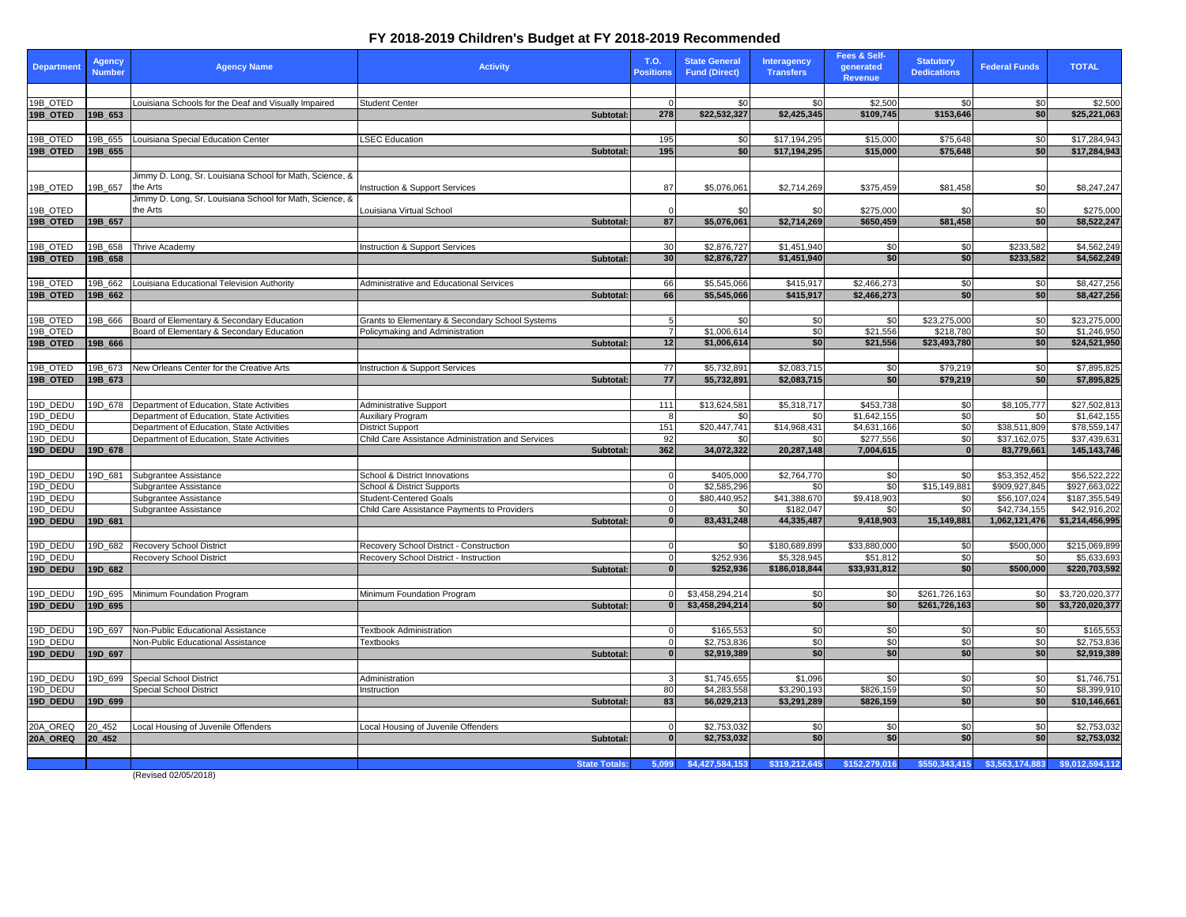# FY 2018-2019 Children's Budget at FY 2018-2019 Recommended

| Department | Agency Number | Agency Name | Activity | T.O. Positions | State General Fund (Direct) | Interagency Transfers | Fees & Self-generated Revenue | Statutory Dedications | Federal Funds | TOTAL |
|---|---|---|---|---|---|---|---|---|---|---|
| 19B_OTED | | Louisiana Schools for the Deaf and Visually Impaired | Student Center | 0 | $0 | $0 | $2,500 | $0 | $0 | $2,500 |
| **19B_OTED** | **19B_653** | | **Subtotal:** | **278** | **$22,532,327** | **$2,425,345** | **$109,745** | **$153,646** | **$0** | **$25,221,063** |
| 19B_OTED | 19B_655 | Louisiana Special Education Center | LSEC Education | 195 | $0 | $17,194,295 | $15,000 | $75,648 | $0 | $17,284,943 |
| **19B_OTED** | **19B_655** | | **Subtotal:** | **195** | **$0** | **$17,194,295** | **$15,000** | **$75,648** | **$0** | **$17,284,943** |
| 19B_OTED | 19B_657 | Jimmy D. Long, Sr. Louisiana School for Math, Science, & the Arts | Instruction & Support Services | 87 | $5,076,061 | $2,714,269 | $375,459 | $81,458 | $0 | $8,247,247 |
| 19B_OTED | | Jimmy D. Long, Sr. Louisiana School for Math, Science, & the Arts | Louisiana Virtual School | 0 | $0 | $0 | $275,000 | $0 | $0 | $275,000 |
| **19B_OTED** | **19B_657** | | **Subtotal:** | **87** | **$5,076,061** | **$2,714,269** | **$650,459** | **$81,458** | **$0** | **$8,522,247** |
| 19B_OTED | 19B_658 | Thrive Academy | Instruction & Support Services | 30 | $2,876,727 | $1,451,940 | $0 | $0 | $233,582 | $4,562,249 |
| **19B_OTED** | **19B_658** | | **Subtotal:** | **30** | **$2,876,727** | **$1,451,940** | **$0** | **$0** | **$233,582** | **$4,562,249** |
| 19B_OTED | 19B_662 | Louisiana Educational Television Authority | Administrative and Educational Services | 66 | $5,545,066 | $415,917 | $2,466,273 | $0 | $0 | $8,427,256 |
| **19B_OTED** | **19B_662** | | **Subtotal:** | **66** | **$5,545,066** | **$415,917** | **$2,466,273** | **$0** | **$0** | **$8,427,256** |
| 19B_OTED | 19B_666 | Board of Elementary & Secondary Education | Grants to Elementary & Secondary School Systems | 5 | $0 | $0 | $0 | $23,275,000 | $0 | $23,275,000 |
| 19B_OTED | | Board of Elementary & Secondary Education | Policymaking and Administration | 7 | $1,006,614 | $0 | $21,556 | $218,780 | $0 | $1,246,950 |
| **19B_OTED** | **19B_666** | | **Subtotal:** | **12** | **$1,006,614** | **$0** | **$21,556** | **$23,493,780** | **$0** | **$24,521,950** |
| 19B_OTED | 19B_673 | New Orleans Center for the Creative Arts | Instruction & Support Services | 77 | $5,732,891 | $2,083,715 | $0 | $79,219 | $0 | $7,895,825 |
| **19B_OTED** | **19B_673** | | **Subtotal:** | **77** | **$5,732,891** | **$2,083,715** | **$0** | **$79,219** | **$0** | **$7,895,825** |
| 19D_DEDU | 19D_678 | Department of Education, State Activities | Administrative Support | 111 | $13,624,581 | $5,318,717 | $453,738 | $0 | $8,105,777 | $27,502,813 |
| 19D_DEDU | | Department of Education, State Activities | Auxiliary Program | 8 | $0 | $0 | $1,642,155 | $0 | $0 | $1,642,155 |
| 19D_DEDU | | Department of Education, State Activities | District Support | 151 | $20,447,741 | $14,968,431 | $4,631,166 | $0 | $38,511,809 | $78,559,147 |
| 19D_DEDU | | Department of Education, State Activities | Child Care Assistance Administration and Services | 92 | $0 | $0 | $277,556 | $0 | $37,162,075 | $37,439,631 |
| **19D_DEDU** | **19D_678** | | **Subtotal:** | **362** | **34,072,322** | **20,287,148** | **7,004,615** | **0** | **83,779,661** | **145,143,746** |
| 19D_DEDU | 19D_681 | Subgrantee Assistance | School & District Innovations | 0 | $405,000 | $2,764,770 | $0 | $0 | $53,352,452 | $56,522,222 |
| 19D_DEDU | | Subgrantee Assistance | School & District Supports | 0 | $2,585,296 | $0 | $0 | $15,149,881 | $909,927,845 | $927,663,022 |
| 19D_DEDU | | Subgrantee Assistance | Student-Centered Goals | 0 | $80,440,952 | $41,388,670 | $9,418,903 | $0 | $56,107,024 | $187,355,549 |
| 19D_DEDU | | Subgrantee Assistance | Child Care Assistance Payments to Providers | 0 | $0 | $182,047 | $0 | $0 | $42,734,155 | $42,916,202 |
| **19D_DEDU** | **19D_681** | | **Subtotal:** | **0** | **83,431,248** | **44,335,487** | **9,418,903** | **15,149,881** | **1,062,121,476** | **$1,214,456,995** |
| 19D_DEDU | 19D_682 | Recovery School District | Recovery School District - Construction | 0 | $0 | $180,689,899 | $33,880,000 | $0 | $500,000 | $215,069,899 |
| 19D_DEDU | | Recovery School District | Recovery School District - Instruction | 0 | $252,936 | $5,328,945 | $51,812 | $0 | $0 | $5,633,693 |
| **19D_DEDU** | **19D_682** | | **Subtotal:** | **0** | **$252,936** | **$186,018,844** | **$33,931,812** | **$0** | **$500,000** | **$220,703,592** |
| 19D_DEDU | 19D_695 | Minimum Foundation Program | Minimum Foundation Program | 0 | $3,458,294,214 | $0 | $0 | $261,726,163 | $0 | $3,720,020,377 |
| **19D_DEDU** | **19D_695** | | **Subtotal:** | **0** | **$3,458,294,214** | **$0** | **$0** | **$261,726,163** | **$0** | **$3,720,020,377** |
| 19D_DEDU | 19D_697 | Non-Public Educational Assistance | Textbook Administration | 0 | $165,553 | $0 | $0 | $0 | $0 | $165,553 |
| 19D_DEDU | | Non-Public Educational Assistance | Textbooks | 0 | $2,753,836 | $0 | $0 | $0 | $0 | $2,753,836 |
| **19D_DEDU** | **19D_697** | | **Subtotal:** | **0** | **$2,919,389** | **$0** | **$0** | **$0** | **$0** | **$2,919,389** |
| 19D_DEDU | 19D_699 | Special School District | Administration | 3 | $1,745,655 | $1,096 | $0 | $0 | $0 | $1,746,751 |
| 19D_DEDU | | Special School District | Instruction | 80 | $4,283,558 | $3,290,193 | $826,159 | $0 | $0 | $8,399,910 |
| **19D_DEDU** | **19D_699** | | **Subtotal:** | **83** | **$6,029,213** | **$3,291,289** | **$826,159** | **$0** | **$0** | **$10,146,661** |
| 20A_OREQ | 20_452 | Local Housing of Juvenile Offenders | Local Housing of Juvenile Offenders | 0 | $2,753,032 | $0 | $0 | $0 | $0 | $2,753,032 |
| **20A_OREQ** | **20_452** | | **Subtotal:** | **0** | **$2,753,032** | **$0** | **$0** | **$0** | **$0** | **$2,753,032** |
| | | | **State Totals:** | **5,099** | **$4,427,584,153** | **$319,212,645** | **$152,279,016** | **$550,343,415** | **$3,563,174,883** | **$9,012,594,112** |

(Revised 02/05/2018)